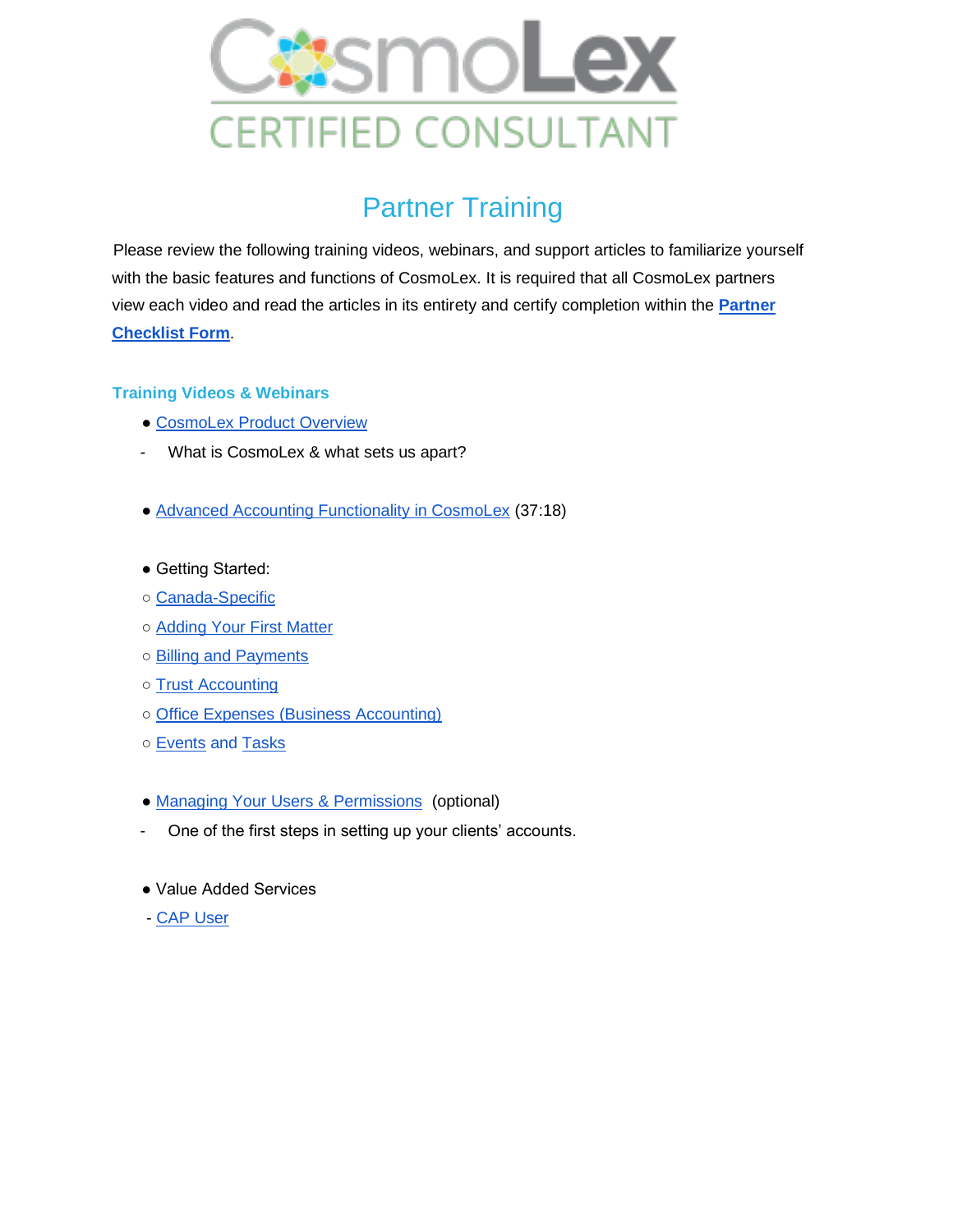CosmoLex

CERTIFIED CONSULTANT

# Partner Training

Please review the following training videos, webinars, and support articles to familiarize yourself with the basic features and functions of CosmoLex. It is required that all CosmoLex partners view each video and read the articles in its entirety and certify completion within the **Partner Checklist Form**.

### Training Videos & Webinars

- CosmoLex Product Overview
  - What is CosmoLex & what sets us apart?

- Advanced Accounting Functionality in CosmoLex (37:18)

- Getting Started:
  - Canada-Specific
  - Adding Your First Matter
  - Billing and Payments
  - Trust Accounting
  - Office Expenses (Business Accounting)
  - Events and Tasks

- Managing Your Users & Permissions (optional)
  - One of the first steps in setting up your clients' accounts.

- Value Added Services
  - CAP User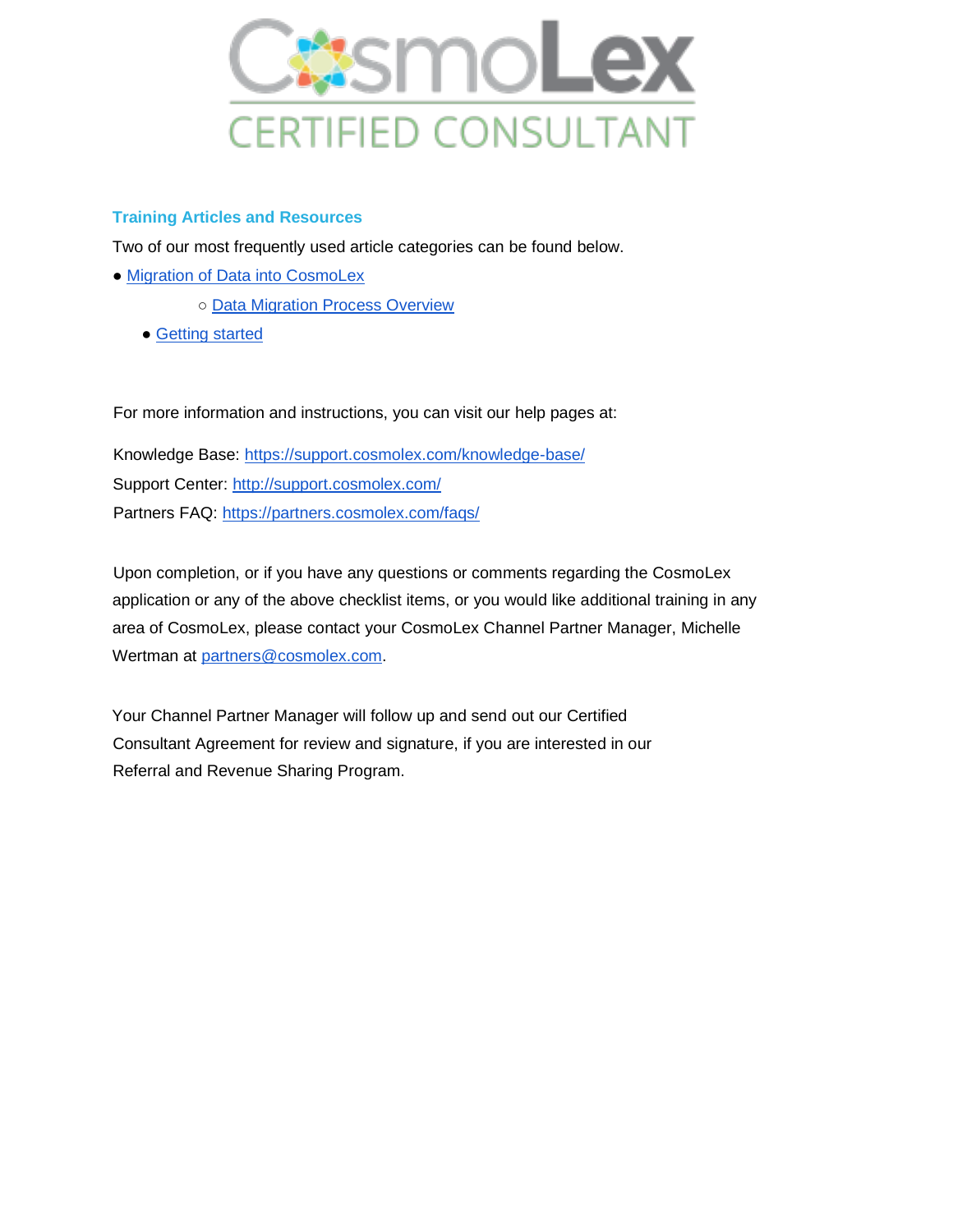CosmoLex CERTIFIED CONSULTANT

## Training Articles and Resources

Two of our most frequently used article categories can be found below.

- Migration of Data into CosmoLex
    - Data Migration Process Overview
- Getting started

For more information and instructions, you can visit our help pages at:

Knowledge Base: https://support.cosmolex.com/knowledge-base/
Support Center: http://support.cosmolex.com/
Partners FAQ: https://partners.cosmolex.com/faqs/

Upon completion, or if you have any questions or comments regarding the CosmoLex application or any of the above checklist items, or you would like additional training in any area of CosmoLex, please contact your CosmoLex Channel Partner Manager, Michelle Wertman at partners@cosmolex.com.

Your Channel Partner Manager will follow up and send out our Certified Consultant Agreement for review and signature, if you are interested in our Referral and Revenue Sharing Program.